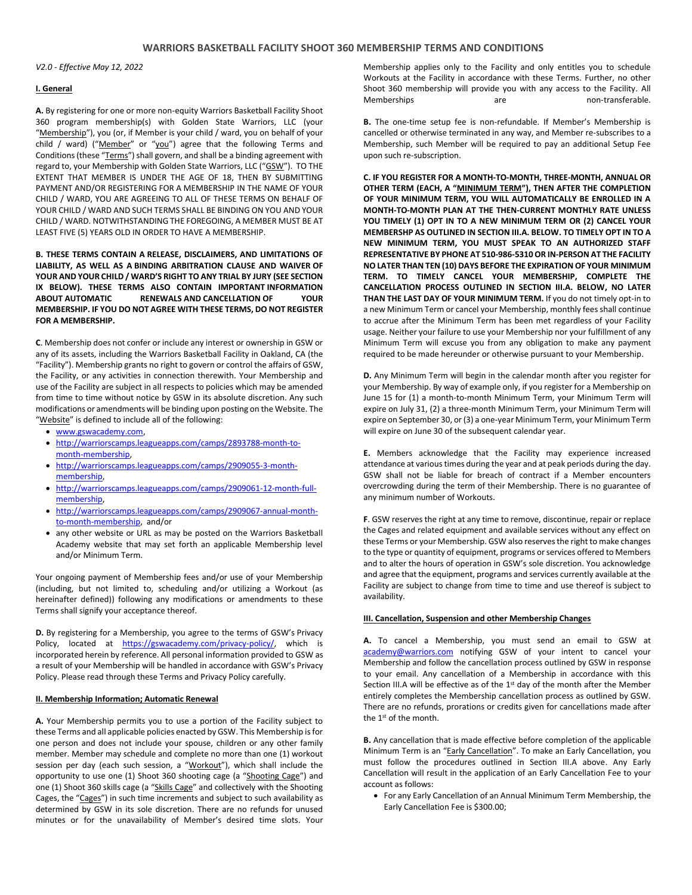# WARRIORS BASKETBALL FACILITY SHOOT 360 MEMBERSHIP TERMS AND CONDITIONS

*V2.0 - Effective May 12, 2022*

## I. General

**A.** By registering for one or more non-equity Warriors Basketball Facility Shoot 360 program membership(s) with Golden State Warriors, LLC (your "Membership"), you (or, if Member is your child / ward, you on behalf of your child / ward) ("Member" or "you") agree that the following Terms and Conditions (these "Terms") shall govern, and shall be a binding agreement with regard to, your Membership with Golden State Warriors, LLC ("GSW"). TO THE EXTENT THAT MEMBER IS UNDER THE AGE OF 18, THEN BY SUBMITTING PAYMENT AND/OR REGISTERING FOR A MEMBERSHIP IN THE NAME OF YOUR CHILD / WARD, YOU ARE AGREEING TO ALL OF THESE TERMS ON BEHALF OF YOUR CHILD / WARD AND SUCH TERMS SHALL BE BINDING ON YOU AND YOUR CHILD / WARD. NOTWITHSTANDING THE FOREGOING, A MEMBER MUST BE AT LEAST FIVE (5) YEARS OLD IN ORDER TO HAVE A MEMBERSHIP.

**B. THESE TERMS CONTAIN A RELEASE, DISCLAIMERS, AND LIMITATIONS OF LIABILITY, AS WELL AS A BINDING ARBITRATION CLAUSE AND WAIVER OF YOUR AND YOUR CHILD / WARD'S RIGHT TO ANY TRIAL BY JURY (SEE SECTION IX BELOW). THESE TERMS ALSO CONTAIN IMPORTANT INFORMATION ABOUT AUTOMATIC RENEWALS AND CANCELLATION OF YOUR MEMBERSHIP. IF YOU DO NOT AGREE WITH THESE TERMS, DO NOT REGISTER FOR A MEMBERSHIP.**

**C**. Membership does not confer or include any interest or ownership in GSW or any of its assets, including the Warriors Basketball Facility in Oakland, CA (the "Facility"). Membership grants no right to govern or control the affairs of GSW, the Facility, or any activities in connection therewith. Your Membership and use of the Facility are subject in all respects to policies which may be amended from time to time without notice by GSW in its absolute discretion. Any such modifications or amendments will be binding upon posting on the Website. The "Website" is defined to include all of the following:

- www.gswacademy.com,
- http://warriorscamps.leagueapps.com/camps/2893788-month-to-month-membership,
- http://warriorscamps.leagueapps.com/camps/2909055-3-month-membership,
- http://warriorscamps.leagueapps.com/camps/2909061-12-month-full-membership,
- http://warriorscamps.leagueapps.com/camps/2909067-annual-month-to-month-membership, and/or
- any other website or URL as may be posted on the Warriors Basketball Academy website that may set forth an applicable Membership level and/or Minimum Term.

Your ongoing payment of Membership fees and/or use of your Membership (including, but not limited to, scheduling and/or utilizing a Workout (as hereinafter defined)) following any modifications or amendments to these Terms shall signify your acceptance thereof.

**D.** By registering for a Membership, you agree to the terms of GSW's Privacy Policy, located at https://gswacademy.com/privacy-policy/, which is incorporated herein by reference. All personal information provided to GSW as a result of your Membership will be handled in accordance with GSW's Privacy Policy. Please read through these Terms and Privacy Policy carefully.

## II. Membership Information; Automatic Renewal

**A.** Your Membership permits you to use a portion of the Facility subject to these Terms and all applicable policies enacted by GSW. This Membership is for one person and does not include your spouse, children or any other family member. Member may schedule and complete no more than one (1) workout session per day (each such session, a "Workout"), which shall include the opportunity to use one (1) Shoot 360 shooting cage (a "Shooting Cage") and one (1) Shoot 360 skills cage (a "Skills Cage" and collectively with the Shooting Cages, the "Cages") in such time increments and subject to such availability as determined by GSW in its sole discretion. There are no refunds for unused minutes or for the unavailability of Member's desired time slots. Your Membership applies only to the Facility and only entitles you to schedule Workouts at the Facility in accordance with these Terms. Further, no other Shoot 360 membership will provide you with any access to the Facility. All Memberships are non-transferable.

**B.** The one-time setup fee is non-refundable. If Member's Membership is cancelled or otherwise terminated in any way, and Member re-subscribes to a Membership, such Member will be required to pay an additional Setup Fee upon such re-subscription.

**C. IF YOU REGISTER FOR A MONTH-TO-MONTH, THREE-MONTH, ANNUAL OR OTHER TERM (EACH, A "MINIMUM TERM"), THEN AFTER THE COMPLETION OF YOUR MINIMUM TERM, YOU WILL AUTOMATICALLY BE ENROLLED IN A MONTH-TO-MONTH PLAN AT THE THEN-CURRENT MONTHLY RATE UNLESS YOU TIMELY (1) OPT IN TO A NEW MINIMUM TERM OR (2) CANCEL YOUR MEMBERSHP AS OUTLINED IN SECTION III.A. BELOW. TO TIMELY OPT IN TO A NEW MINIMUM TERM, YOU MUST SPEAK TO AN AUTHORIZED STAFF REPRESENTATIVE BY PHONE AT 510-986-5310 OR IN-PERSON AT THE FACILITY NO LATER THAN TEN (10) DAYS BEFORE THE EXPIRATION OF YOUR MINIMUM TERM. TO TIMELY CANCEL YOUR MEMBERSHIP, COMPLETE THE CANCELLATION PROCESS OUTLINED IN SECTION III.A. BELOW, NO LATER THAN THE LAST DAY OF YOUR MINIMUM TERM.** If you do not timely opt-in to a new Minimum Term or cancel your Membership, monthly fees shall continue to accrue after the Minimum Term has been met regardless of your Facility usage. Neither your failure to use your Membership nor your fulfillment of any Minimum Term will excuse you from any obligation to make any payment required to be made hereunder or otherwise pursuant to your Membership.

**D.** Any Minimum Term will begin in the calendar month after you register for your Membership. By way of example only, if you register for a Membership on June 15 for (1) a month-to-month Minimum Term, your Minimum Term will expire on July 31, (2) a three-month Minimum Term, your Minimum Term will expire on September 30, or (3) a one-year Minimum Term, your Minimum Term will expire on June 30 of the subsequent calendar year.

**E.** Members acknowledge that the Facility may experience increased attendance at various times during the year and at peak periods during the day. GSW shall not be liable for breach of contract if a Member encounters overcrowding during the term of their Membership. There is no guarantee of any minimum number of Workouts.

**F**. GSW reserves the right at any time to remove, discontinue, repair or replace the Cages and related equipment and available services without any effect on these Terms or your Membership. GSW also reserves the right to make changes to the type or quantity of equipment, programs or services offered to Members and to alter the hours of operation in GSW's sole discretion. You acknowledge and agree that the equipment, programs and services currently available at the Facility are subject to change from time to time and use thereof is subject to availability.

## III. Cancellation, Suspension and other Membership Changes

**A.** To cancel a Membership, you must send an email to GSW at academy@warriors.com notifying GSW of your intent to cancel your Membership and follow the cancellation process outlined by GSW in response to your email. Any cancellation of a Membership in accordance with this Section III.A will be effective as of the 1st day of the month after the Member entirely completes the Membership cancellation process as outlined by GSW. There are no refunds, prorations or credits given for cancellations made after the 1st of the month.

**B.** Any cancellation that is made effective before completion of the applicable Minimum Term is an "Early Cancellation". To make an Early Cancellation, you must follow the procedures outlined in Section III.A above. Any Early Cancellation will result in the application of an Early Cancellation Fee to your account as follows:

- For any Early Cancellation of an Annual Minimum Term Membership, the Early Cancellation Fee is $300.00;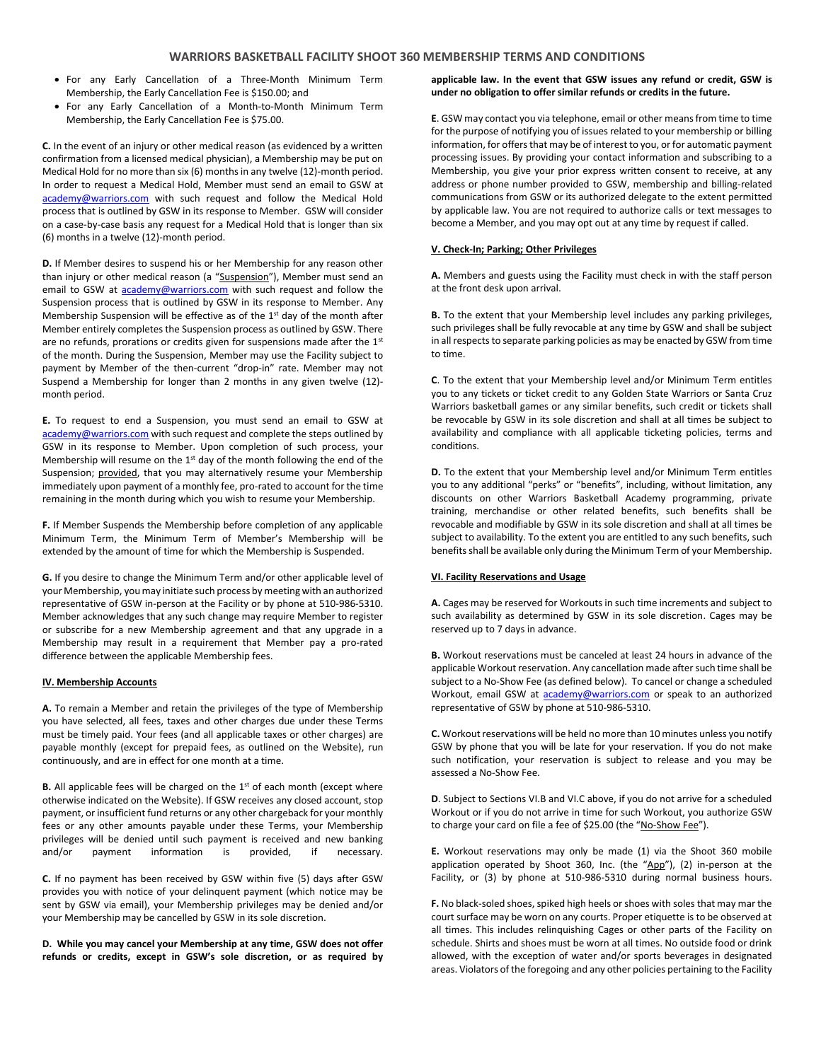## WARRIORS BASKETBALL FACILITY SHOOT 360 MEMBERSHIP TERMS AND CONDITIONS

- For any Early Cancellation of a Three-Month Minimum Term Membership, the Early Cancellation Fee is $150.00; and
- For any Early Cancellation of a Month-to-Month Minimum Term Membership, the Early Cancellation Fee is $75.00.

**C.** In the event of an injury or other medical reason (as evidenced by a written confirmation from a licensed medical physician), a Membership may be put on Medical Hold for no more than six (6) months in any twelve (12)-month period. In order to request a Medical Hold, Member must send an email to GSW at academy@warriors.com with such request and follow the Medical Hold process that is outlined by GSW in its response to Member. GSW will consider on a case-by-case basis any request for a Medical Hold that is longer than six (6) months in a twelve (12)-month period.

**D.** If Member desires to suspend his or her Membership for any reason other than injury or other medical reason (a "Suspension"), Member must send an email to GSW at academy@warriors.com with such request and follow the Suspension process that is outlined by GSW in its response to Member. Any Membership Suspension will be effective as of the 1st day of the month after Member entirely completes the Suspension process as outlined by GSW. There are no refunds, prorations or credits given for suspensions made after the 1st of the month. During the Suspension, Member may use the Facility subject to payment by Member of the then-current "drop-in" rate. Member may not Suspend a Membership for longer than 2 months in any given twelve (12)-month period.

**E.** To request to end a Suspension, you must send an email to GSW at academy@warriors.com with such request and complete the steps outlined by GSW in its response to Member. Upon completion of such process, your Membership will resume on the 1st day of the month following the end of the Suspension; provided, that you may alternatively resume your Membership immediately upon payment of a monthly fee, pro-rated to account for the time remaining in the month during which you wish to resume your Membership.

**F.** If Member Suspends the Membership before completion of any applicable Minimum Term, the Minimum Term of Member's Membership will be extended by the amount of time for which the Membership is Suspended.

**G.** If you desire to change the Minimum Term and/or other applicable level of your Membership, you may initiate such process by meeting with an authorized representative of GSW in-person at the Facility or by phone at 510-986-5310. Member acknowledges that any such change may require Member to register or subscribe for a new Membership agreement and that any upgrade in a Membership may result in a requirement that Member pay a pro-rated difference between the applicable Membership fees.

### IV. Membership Accounts

**A.** To remain a Member and retain the privileges of the type of Membership you have selected, all fees, taxes and other charges due under these Terms must be timely paid. Your fees (and all applicable taxes or other charges) are payable monthly (except for prepaid fees, as outlined on the Website), run continuously, and are in effect for one month at a time.

**B.** All applicable fees will be charged on the 1st of each month (except where otherwise indicated on the Website). If GSW receives any closed account, stop payment, or insufficient fund returns or any other chargeback for your monthly fees or any other amounts payable under these Terms, your Membership privileges will be denied until such payment is received and new banking and/or payment information is provided, if necessary.

**C.** If no payment has been received by GSW within five (5) days after GSW provides you with notice of your delinquent payment (which notice may be sent by GSW via email), your Membership privileges may be denied and/or your Membership may be cancelled by GSW in its sole discretion.

**D. While you may cancel your Membership at any time, GSW does not offer refunds or credits, except in GSW's sole discretion, or as required by applicable law. In the event that GSW issues any refund or credit, GSW is under no obligation to offer similar refunds or credits in the future.**

**E**. GSW may contact you via telephone, email or other means from time to time for the purpose of notifying you of issues related to your membership or billing information, for offers that may be of interest to you, or for automatic payment processing issues. By providing your contact information and subscribing to a Membership, you give your prior express written consent to receive, at any address or phone number provided to GSW, membership and billing-related communications from GSW or its authorized delegate to the extent permitted by applicable law. You are not required to authorize calls or text messages to become a Member, and you may opt out at any time by request if called.

### V. Check-In; Parking; Other Privileges

**A.** Members and guests using the Facility must check in with the staff person at the front desk upon arrival.

**B.** To the extent that your Membership level includes any parking privileges, such privileges shall be fully revocable at any time by GSW and shall be subject in all respects to separate parking policies as may be enacted by GSW from time to time.

**C**. To the extent that your Membership level and/or Minimum Term entitles you to any tickets or ticket credit to any Golden State Warriors or Santa Cruz Warriors basketball games or any similar benefits, such credit or tickets shall be revocable by GSW in its sole discretion and shall at all times be subject to availability and compliance with all applicable ticketing policies, terms and conditions.

**D.** To the extent that your Membership level and/or Minimum Term entitles you to any additional "perks" or "benefits", including, without limitation, any discounts on other Warriors Basketball Academy programming, private training, merchandise or other related benefits, such benefits shall be revocable and modifiable by GSW in its sole discretion and shall at all times be subject to availability. To the extent you are entitled to any such benefits, such benefits shall be available only during the Minimum Term of your Membership.

### VI. Facility Reservations and Usage

**A.** Cages may be reserved for Workouts in such time increments and subject to such availability as determined by GSW in its sole discretion. Cages may be reserved up to 7 days in advance.

**B.** Workout reservations must be canceled at least 24 hours in advance of the applicable Workout reservation. Any cancellation made after such time shall be subject to a No-Show Fee (as defined below). To cancel or change a scheduled Workout, email GSW at academy@warriors.com or speak to an authorized representative of GSW by phone at 510-986-5310.

**C.** Workout reservations will be held no more than 10 minutes unless you notify GSW by phone that you will be late for your reservation. If you do not make such notification, your reservation is subject to release and you may be assessed a No-Show Fee.

**D**. Subject to Sections VI.B and VI.C above, if you do not arrive for a scheduled Workout or if you do not arrive in time for such Workout, you authorize GSW to charge your card on file a fee of $25.00 (the "No-Show Fee").

**E.** Workout reservations may only be made (1) via the Shoot 360 mobile application operated by Shoot 360, Inc. (the "App"), (2) in-person at the Facility, or (3) by phone at 510-986-5310 during normal business hours.

**F.** No black-soled shoes, spiked high heels or shoes with soles that may mar the court surface may be worn on any courts. Proper etiquette is to be observed at all times. This includes relinquishing Cages or other parts of the Facility on schedule. Shirts and shoes must be worn at all times. No outside food or drink allowed, with the exception of water and/or sports beverages in designated areas. Violators of the foregoing and any other policies pertaining to the Facility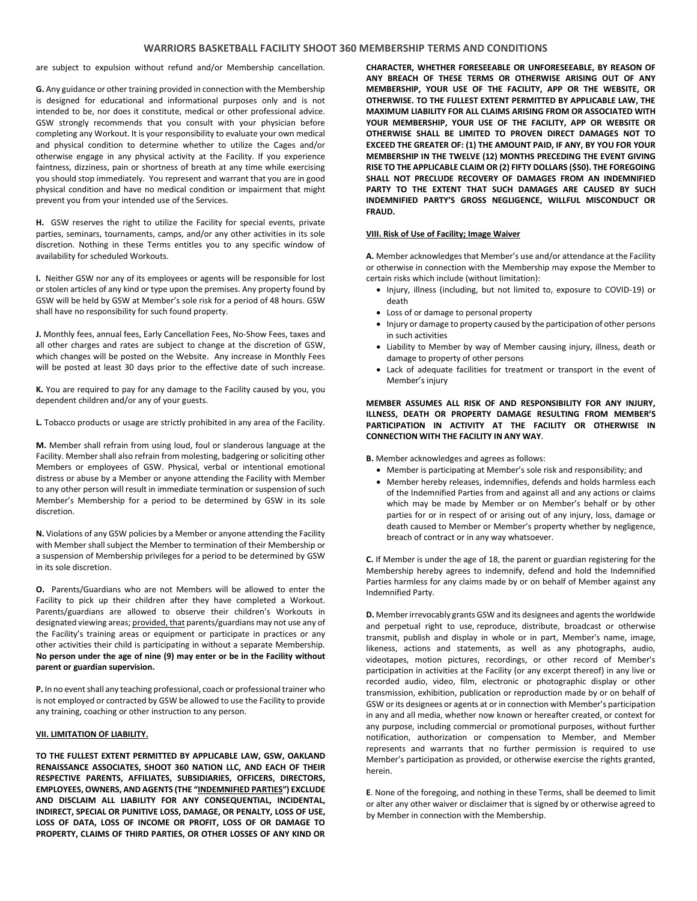are subject to expulsion without refund and/or Membership cancellation.

**G.** Any guidance or other training provided in connection with the Membership is designed for educational and informational purposes only and is not intended to be, nor does it constitute, medical or other professional advice. GSW strongly recommends that you consult with your physician before completing any Workout. It is your responsibility to evaluate your own medical and physical condition to determine whether to utilize the Cages and/or otherwise engage in any physical activity at the Facility. If you experience faintness, dizziness, pain or shortness of breath at any time while exercising you should stop immediately. You represent and warrant that you are in good physical condition and have no medical condition or impairment that might prevent you from your intended use of the Services.

**H.** GSW reserves the right to utilize the Facility for special events, private parties, seminars, tournaments, camps, and/or any other activities in its sole discretion. Nothing in these Terms entitles you to any specific window of availability for scheduled Workouts.

**I.** Neither GSW nor any of its employees or agents will be responsible for lost or stolen articles of any kind or type upon the premises. Any property found by GSW will be held by GSW at Member's sole risk for a period of 48 hours. GSW shall have no responsibility for such found property.

**J.** Monthly fees, annual fees, Early Cancellation Fees, No-Show Fees, taxes and all other charges and rates are subject to change at the discretion of GSW, which changes will be posted on the Website. Any increase in Monthly Fees will be posted at least 30 days prior to the effective date of such increase.

**K.** You are required to pay for any damage to the Facility caused by you, you dependent children and/or any of your guests.

**L.** Tobacco products or usage are strictly prohibited in any area of the Facility.

**M.** Member shall refrain from using loud, foul or slanderous language at the Facility. Member shall also refrain from molesting, badgering or soliciting other Members or employees of GSW. Physical, verbal or intentional emotional distress or abuse by a Member or anyone attending the Facility with Member to any other person will result in immediate termination or suspension of such Member's Membership for a period to be determined by GSW in its sole discretion.

**N.** Violations of any GSW policies by a Member or anyone attending the Facility with Member shall subject the Member to termination of their Membership or a suspension of Membership privileges for a period to be determined by GSW in its sole discretion.

**O.** Parents/Guardians who are not Members will be allowed to enter the Facility to pick up their children after they have completed a Workout. Parents/guardians are allowed to observe their children's Workouts in designated viewing areas; provided, that parents/guardians may not use any of the Facility's training areas or equipment or participate in practices or any other activities their child is participating in without a separate Membership. **No person under the age of nine (9) may enter or be in the Facility without parent or guardian supervision.**

**P.** In no event shall any teaching professional, coach or professional trainer who is not employed or contracted by GSW be allowed to use the Facility to provide any training, coaching or other instruction to any person.

## VII. LIMITATION OF LIABILITY.

**TO THE FULLEST EXTENT PERMITTED BY APPLICABLE LAW, GSW, OAKLAND RENAISSANCE ASSOCIATES, SHOOT 360 NATION LLC, AND EACH OF THEIR RESPECTIVE PARENTS, AFFILIATES, SUBSIDIARIES, OFFICERS, DIRECTORS, EMPLOYEES, OWNERS, AND AGENTS (THE "INDEMNIFIED PARTIES") EXCLUDE AND DISCLAIM ALL LIABILITY FOR ANY CONSEQUENTIAL, INCIDENTAL, INDIRECT, SPECIAL OR PUNITIVE LOSS, DAMAGE, OR PENALTY, LOSS OF USE, LOSS OF DATA, LOSS OF INCOME OR PROFIT, LOSS OF OR DAMAGE TO PROPERTY, CLAIMS OF THIRD PARTIES, OR OTHER LOSSES OF ANY KIND OR CHARACTER, WHETHER FORESEEABLE OR UNFORESEEABLE, BY REASON OF ANY BREACH OF THESE TERMS OR OTHERWISE ARISING OUT OF ANY MEMBERSHIP, YOUR USE OF THE FACILITY, APP OR THE WEBSITE, OR OTHERWISE. TO THE FULLEST EXTENT PERMITTED BY APPLICABLE LAW, THE MAXIMUM LIABILITY FOR ALL CLAIMS ARISING FROM OR ASSOCIATED WITH YOUR MEMBERSHIP, YOUR USE OF THE FACILITY, APP OR WEBSITE OR OTHERWISE SHALL BE LIMITED TO PROVEN DIRECT DAMAGES NOT TO EXCEED THE GREATER OF: (1) THE AMOUNT PAID, IF ANY, BY YOU FOR YOUR MEMBERSHIP IN THE TWELVE (12) MONTHS PRECEDING THE EVENT GIVING RISE TO THE APPLICABLE CLAIM OR (2) FIFTY DOLLARS ($50). THE FOREGOING SHALL NOT PRECLUDE RECOVERY OF DAMAGES FROM AN INDEMNIFIED PARTY TO THE EXTENT THAT SUCH DAMAGES ARE CAUSED BY SUCH INDEMNIFIED PARTY'S GROSS NEGLIGENCE, WILLFUL MISCONDUCT OR FRAUD.**

## VIII. Risk of Use of Facility; Image Waiver

**A.** Member acknowledges that Member's use and/or attendance at the Facility or otherwise in connection with the Membership may expose the Member to certain risks which include (without limitation):

- Injury, illness (including, but not limited to, exposure to COVID-19) or death
- Loss of or damage to personal property
- Injury or damage to property caused by the participation of other persons in such activities
- Liability to Member by way of Member causing injury, illness, death or damage to property of other persons
- Lack of adequate facilities for treatment or transport in the event of Member's injury

**MEMBER ASSUMES ALL RISK OF AND RESPONSIBILITY FOR ANY INJURY, ILLNESS, DEATH OR PROPERTY DAMAGE RESULTING FROM MEMBER'S PARTICIPATION IN ACTIVITY AT THE FACILITY OR OTHERWISE IN CONNECTION WITH THE FACILITY IN ANY WAY**.

**B.** Member acknowledges and agrees as follows:

- Member is participating at Member's sole risk and responsibility; and
- Member hereby releases, indemnifies, defends and holds harmless each of the Indemnified Parties from and against all and any actions or claims which may be made by Member or on Member's behalf or by other parties for or in respect of or arising out of any injury, loss, damage or death caused to Member or Member's property whether by negligence, breach of contract or in any way whatsoever.

**C.** If Member is under the age of 18, the parent or guardian registering for the Membership hereby agrees to indemnify, defend and hold the Indemnified Parties harmless for any claims made by or on behalf of Member against any Indemnified Party.

**D.** Member irrevocably grants GSW and its designees and agents the worldwide and perpetual right to use, reproduce, distribute, broadcast or otherwise transmit, publish and display in whole or in part, Member's name, image, likeness, actions and statements, as well as any photographs, audio, videotapes, motion pictures, recordings, or other record of Member's participation in activities at the Facility (or any excerpt thereof) in any live or recorded audio, video, film, electronic or photographic display or other transmission, exhibition, publication or reproduction made by or on behalf of GSW or its designees or agents at or in connection with Member's participation in any and all media, whether now known or hereafter created, or context for any purpose, including commercial or promotional purposes, without further notification, authorization or compensation to Member, and Member represents and warrants that no further permission is required to use Member's participation as provided, or otherwise exercise the rights granted, herein.

**E**. None of the foregoing, and nothing in these Terms, shall be deemed to limit or alter any other waiver or disclaimer that is signed by or otherwise agreed to by Member in connection with the Membership.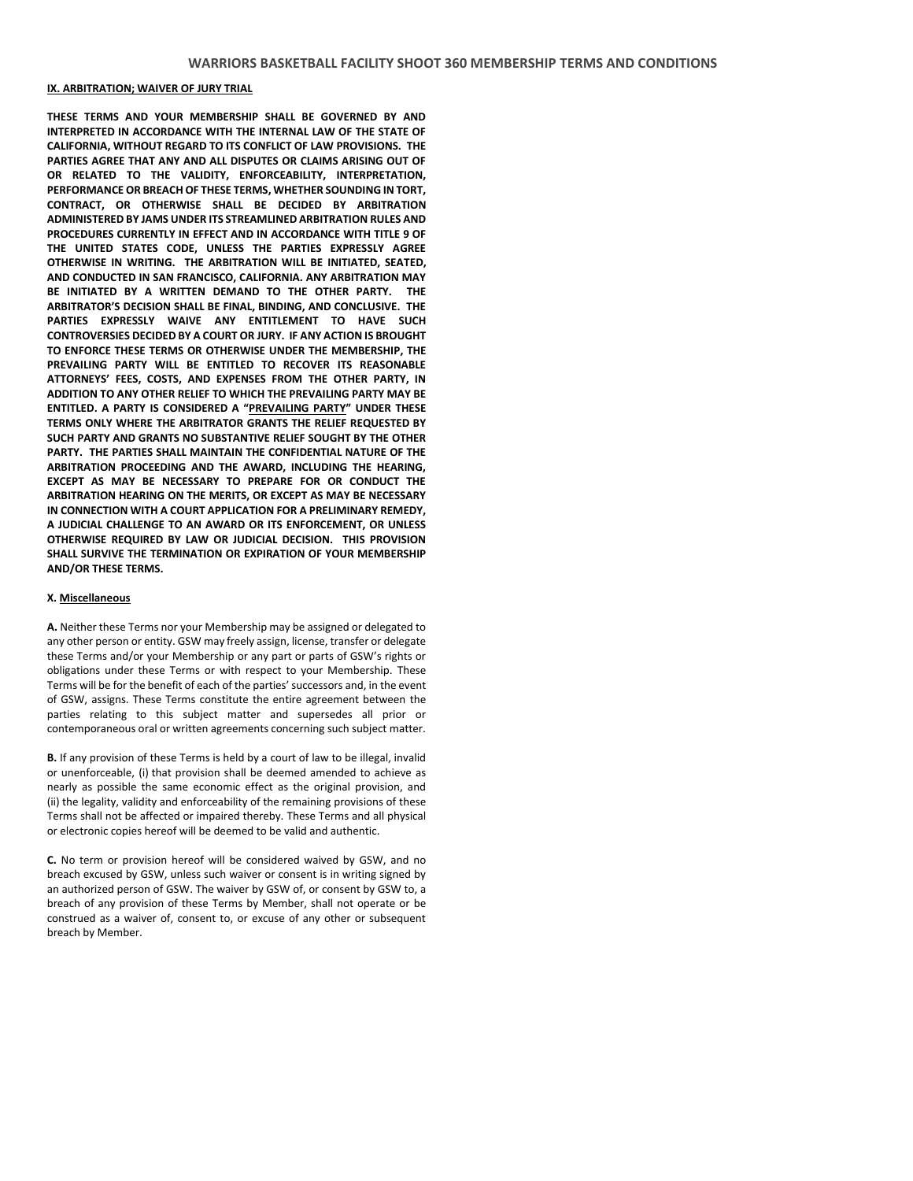**IX. ARBITRATION; WAIVER OF JURY TRIAL**

**THESE TERMS AND YOUR MEMBERSHIP SHALL BE GOVERNED BY AND INTERPRETED IN ACCORDANCE WITH THE INTERNAL LAW OF THE STATE OF CALIFORNIA, WITHOUT REGARD TO ITS CONFLICT OF LAW PROVISIONS. THE PARTIES AGREE THAT ANY AND ALL DISPUTES OR CLAIMS ARISING OUT OF OR RELATED TO THE VALIDITY, ENFORCEABILITY, INTERPRETATION, PERFORMANCE OR BREACH OF THESE TERMS, WHETHER SOUNDING IN TORT, CONTRACT, OR OTHERWISE SHALL BE DECIDED BY ARBITRATION ADMINISTERED BY JAMS UNDER ITS STREAMLINED ARBITRATION RULES AND PROCEDURES CURRENTLY IN EFFECT AND IN ACCORDANCE WITH TITLE 9 OF THE UNITED STATES CODE, UNLESS THE PARTIES EXPRESSLY AGREE OTHERWISE IN WRITING. THE ARBITRATION WILL BE INITIATED, SEATED, AND CONDUCTED IN SAN FRANCISCO, CALIFORNIA. ANY ARBITRATION MAY BE INITIATED BY A WRITTEN DEMAND TO THE OTHER PARTY. THE ARBITRATOR'S DECISION SHALL BE FINAL, BINDING, AND CONCLUSIVE. THE PARTIES EXPRESSLY WAIVE ANY ENTITLEMENT TO HAVE SUCH CONTROVERSIES DECIDED BY A COURT OR JURY. IF ANY ACTION IS BROUGHT TO ENFORCE THESE TERMS OR OTHERWISE UNDER THE MEMBERSHIP, THE PREVAILING PARTY WILL BE ENTITLED TO RECOVER ITS REASONABLE ATTORNEYS' FEES, COSTS, AND EXPENSES FROM THE OTHER PARTY, IN ADDITION TO ANY OTHER RELIEF TO WHICH THE PREVAILING PARTY MAY BE ENTITLED. A PARTY IS CONSIDERED A "PREVAILING PARTY" UNDER THESE TERMS ONLY WHERE THE ARBITRATOR GRANTS THE RELIEF REQUESTED BY SUCH PARTY AND GRANTS NO SUBSTANTIVE RELIEF SOUGHT BY THE OTHER PARTY. THE PARTIES SHALL MAINTAIN THE CONFIDENTIAL NATURE OF THE ARBITRATION PROCEEDING AND THE AWARD, INCLUDING THE HEARING, EXCEPT AS MAY BE NECESSARY TO PREPARE FOR OR CONDUCT THE ARBITRATION HEARING ON THE MERITS, OR EXCEPT AS MAY BE NECESSARY IN CONNECTION WITH A COURT APPLICATION FOR A PRELIMINARY REMEDY, A JUDICIAL CHALLENGE TO AN AWARD OR ITS ENFORCEMENT, OR UNLESS OTHERWISE REQUIRED BY LAW OR JUDICIAL DECISION. THIS PROVISION SHALL SURVIVE THE TERMINATION OR EXPIRATION OF YOUR MEMBERSHIP AND/OR THESE TERMS.**

**X. Miscellaneous**

**A.** Neither these Terms nor your Membership may be assigned or delegated to any other person or entity. GSW may freely assign, license, transfer or delegate these Terms and/or your Membership or any part or parts of GSW's rights or obligations under these Terms or with respect to your Membership. These Terms will be for the benefit of each of the parties' successors and, in the event of GSW, assigns. These Terms constitute the entire agreement between the parties relating to this subject matter and supersedes all prior or contemporaneous oral or written agreements concerning such subject matter.

**B.** If any provision of these Terms is held by a court of law to be illegal, invalid or unenforceable, (i) that provision shall be deemed amended to achieve as nearly as possible the same economic effect as the original provision, and (ii) the legality, validity and enforceability of the remaining provisions of these Terms shall not be affected or impaired thereby. These Terms and all physical or electronic copies hereof will be deemed to be valid and authentic.

**C.** No term or provision hereof will be considered waived by GSW, and no breach excused by GSW, unless such waiver or consent is in writing signed by an authorized person of GSW. The waiver by GSW of, or consent by GSW to, a breach of any provision of these Terms by Member, shall not operate or be construed as a waiver of, consent to, or excuse of any other or subsequent breach by Member.